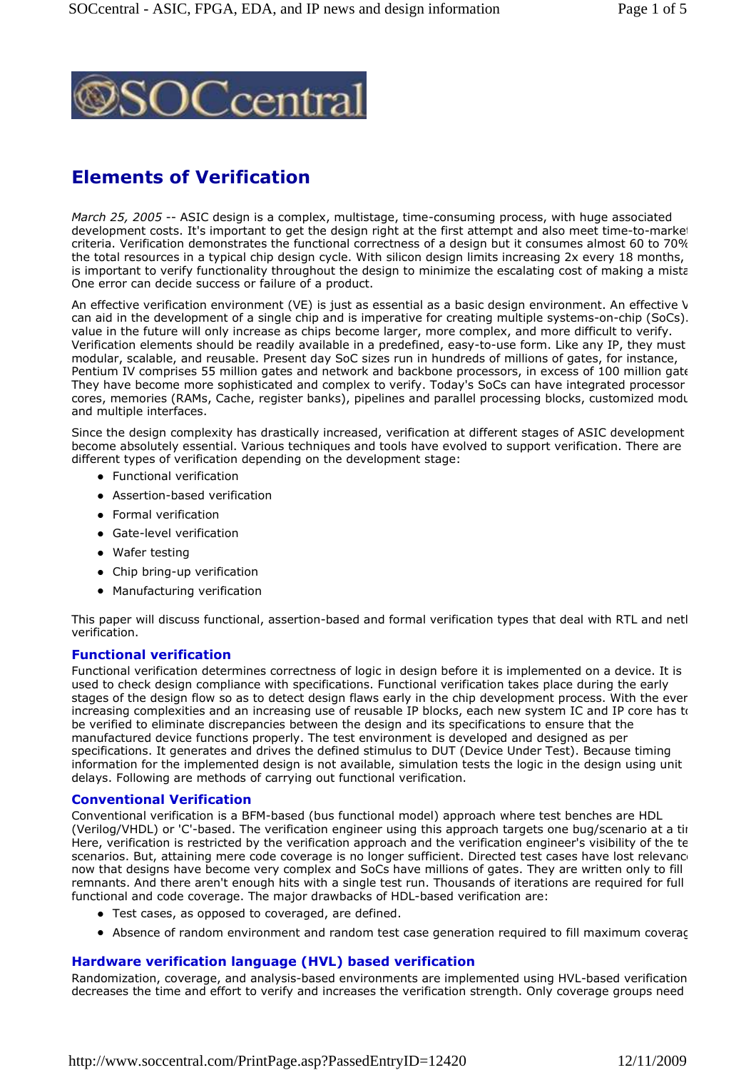# Elements of Verification

*March 25, 2005* -- ASIC design is a complex, multistage, time-consuming process, with huge associated development costs. It's important to get the design right at the first attempt and also meet time-to-market criteria. Verification demonstrates the functional correctness of a design but it consumes almost 60 to 70% the total resources in a typical chip design cycle. With silicon design limits increasing 2x every 18 months, is important to verify functionality throughout the design to minimize the escalating cost of making a mista One error can decide success or failure of a product.

An effective verification environment (VE) is just as essential as a basic design environment. An effective V can aid in the development of a single chip and is imperative for creating multiple systems-on-chip (SoCs). value in the future will only increase as chips become larger, more complex, and more difficult to verify. Verification elements should be readily available in a predefined, easy-to-use form. Like any IP, they must modular, scalable, and reusable. Present day SoC sizes run in hundreds of millions of gates, for instance, Pentium IV comprises 55 million gates and network and backbone processors, in excess of 100 million gate They have become more sophisticated and complex to verify. Today's SoCs can have integrated processor cores, memories (RAMs, Cache, register banks), pipelines and parallel processing blocks, customized modu and multiple interfaces.

Since the design complexity has drastically increased, verification at different stages of ASIC development become absolutely essential. Various techniques and tools have evolved to support verification. There are different types of verification depending on the development stage:

- Functional verification
- Assertion-based verification
- Formal verification
- Gate-level verification
- Wafer testing
- Chip bring-up verification
- Manufacturing verification

This paper will discuss functional, assertion-based and formal verification types that deal with RTL and netl verification.

## Functional verification

Functional verification determines correctness of logic in design before it is implemented on a device. It is used to check design compliance with specifications. Functional verification takes place during the early stages of the design flow so as to detect design flaws early in the chip development process. With the ever increasing complexities and an increasing use of reusable IP blocks, each new system IC and IP core has to be verified to eliminate discrepancies between the design and its specifications to ensure that the manufactured device functions properly. The test environment is developed and designed as per specifications. It generates and drives the defined stimulus to DUT (Device Under Test). Because timing information for the implemented design is not available, simulation tests the logic in the design using unit delays. Following are methods of carrying out functional verification.

## Conventional Verification

Conventional verification is a BFM-based (bus functional model) approach where test benches are HDL (Verilog/VHDL) or 'C'-based. The verification engineer using this approach targets one bug/scenario at a ti Here, verification is restricted by the verification approach and the verification engineer's visibility of the te scenarios. But, attaining mere code coverage is no longer sufficient. Directed test cases have lost relevanc now that designs have become very complex and SoCs have millions of gates. They are written only to fill remnants. And there aren't enough hits with a single test run. Thousands of iterations are required for full functional and code coverage. The major drawbacks of HDL-based verification are:

- Test cases, as opposed to coveraged, are defined.
- Absence of random environment and random test case generation required to fill maximum coverag

## Hardware verification language (HVL) based verification

Randomization, coverage, and analysis-based environments are implemented using HVL-based verification decreases the time and effort to verify and increases the verification strength. Only coverage groups need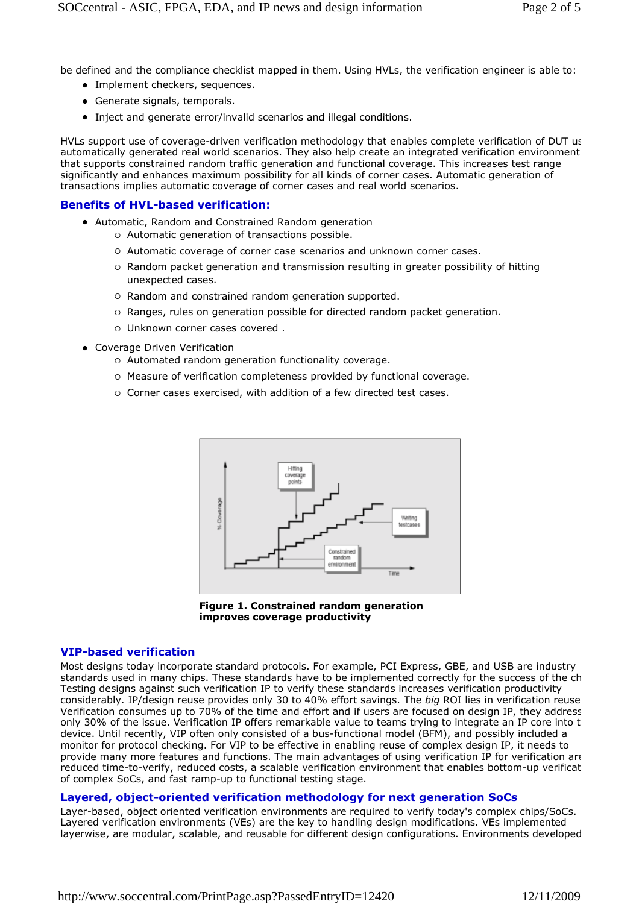be defined and the compliance checklist mapped in them. Using HVLs, the verification engineer is able to:

- Implement checkers, sequences.
- Generate signals, temporals.
- Inject and generate error/invalid scenarios and illegal conditions.

HVLs support use of coverage-driven verification methodology that enables complete verification of DUT us automatically generated real world scenarios. They also help create an integrated verification environment that supports constrained random traffic generation and functional coverage. This increases test range significantly and enhances maximum possibility for all kinds of corner cases. Automatic generation of transactions implies automatic coverage of corner cases and real world scenarios.

## Benefits of HVL-based verification:

- Automatic, Random and Constrained Random generation
  - Automatic generation of transactions possible.
  - Automatic coverage of corner case scenarios and unknown corner cases.
  - Random packet generation and transmission resulting in greater possibility of hitting unexpected cases.
  - Random and constrained random generation supported.
  - Ranges, rules on generation possible for directed random packet generation.
  - Unknown corner cases covered .
- Coverage Driven Verification
  - Automated random generation functionality coverage.
  - Measure of verification completeness provided by functional coverage.
  - Corner cases exercised, with addition of a few directed test cases.

**Figure 1. Constrained random generation improves coverage productivity**

## VIP-based verification

Most designs today incorporate standard protocols. For example, PCI Express, GBE, and USB are industry standards used in many chips. These standards have to be implemented correctly for the success of the ch Testing designs against such verification IP to verify these standards increases verification productivity considerably. IP/design reuse provides only 30 to 40% effort savings. The *big* ROI lies in verification reuse Verification consumes up to 70% of the time and effort and if users are focused on design IP, they address only 30% of the issue. Verification IP offers remarkable value to teams trying to integrate an IP core into t device. Until recently, VIP often only consisted of a bus-functional model (BFM), and possibly included a monitor for protocol checking. For VIP to be effective in enabling reuse of complex design IP, it needs to provide many more features and functions. The main advantages of using verification IP for verification are reduced time-to-verify, reduced costs, a scalable verification environment that enables bottom-up verificat of complex SoCs, and fast ramp-up to functional testing stage.

## Layered, object-oriented verification methodology for next generation SoCs

Layer-based, object oriented verification environments are required to verify today's complex chips/SoCs. Layered verification environments (VEs) are the key to handling design modifications. VEs implemented layerwise, are modular, scalable, and reusable for different design configurations. Environments developed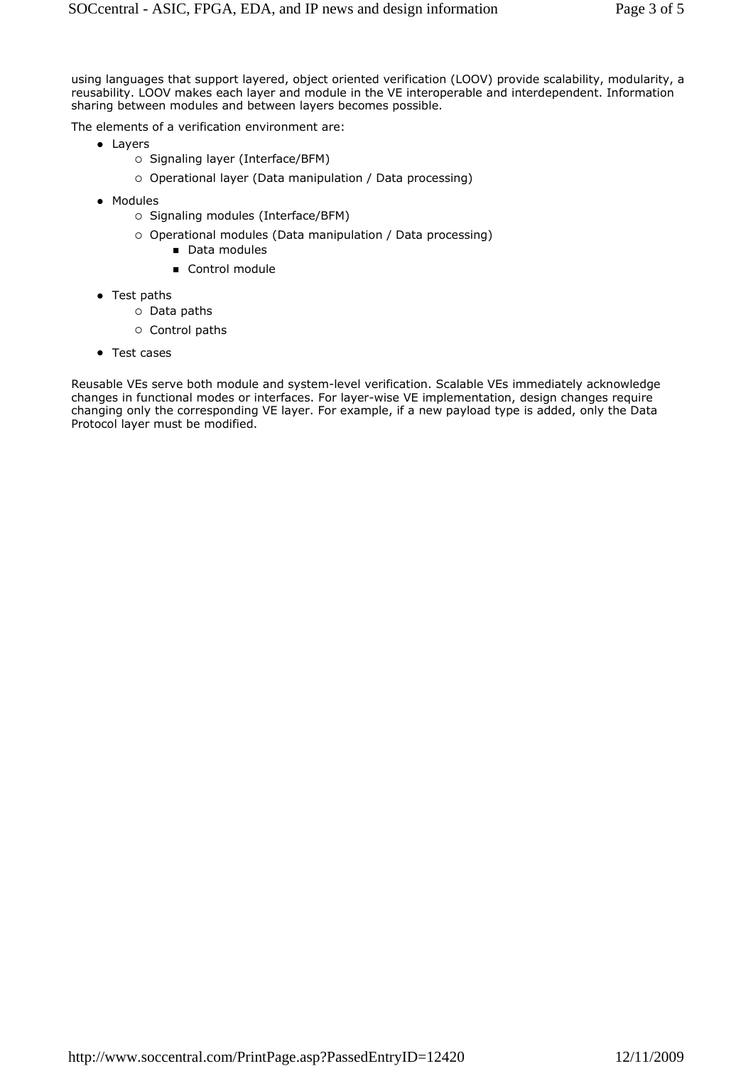using languages that support layered, object oriented verification (LOOV) provide scalability, modularity, a reusability. LOOV makes each layer and module in the VE interoperable and interdependent. Information sharing between modules and between layers becomes possible.

The elements of a verification environment are:

- Layers
  - Signaling layer (Interface/BFM)
  - Operational layer (Data manipulation / Data processing)
- Modules
  - Signaling modules (Interface/BFM)
  - Operational modules (Data manipulation / Data processing)
    - Data modules
    - Control module
- Test paths
  - Data paths
  - Control paths
- Test cases

Reusable VEs serve both module and system-level verification. Scalable VEs immediately acknowledge changes in functional modes or interfaces. For layer-wise VE implementation, design changes require changing only the corresponding VE layer. For example, if a new payload type is added, only the Data Protocol layer must be modified.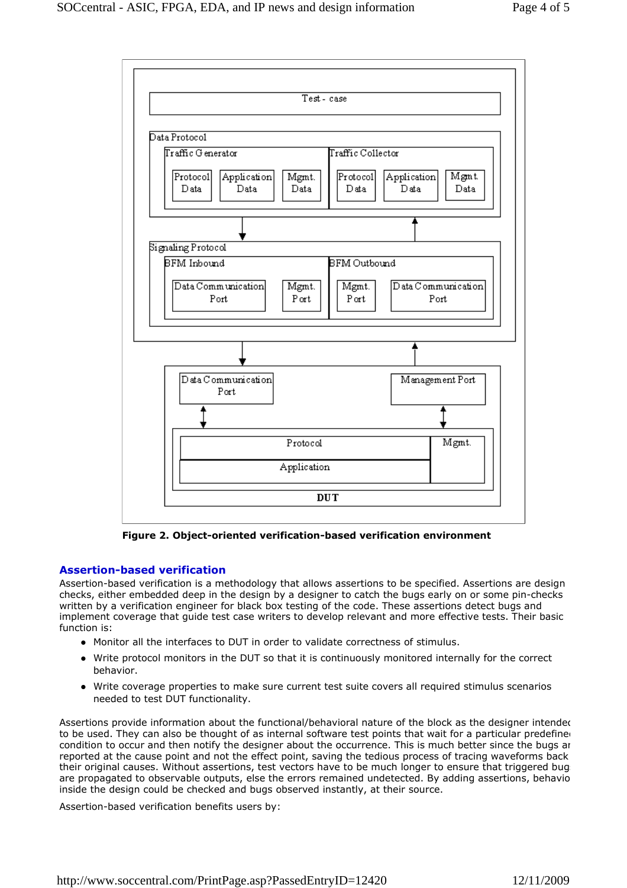Figure 2. Object-oriented verification-based verification environment

## Assertion-based verification

Assertion-based verification is a methodology that allows assertions to be specified. Assertions are design checks, either embedded deep in the design by a designer to catch the bugs early on or some pin-checks written by a verification engineer for black box testing of the code. These assertions detect bugs and implement coverage that guide test case writers to develop relevant and more effective tests. Their basic function is:

- Monitor all the interfaces to DUT in order to validate correctness of stimulus.
- Write protocol monitors in the DUT so that it is continuously monitored internally for the correct behavior.
- Write coverage properties to make sure current test suite covers all required stimulus scenarios needed to test DUT functionality.

Assertions provide information about the functional/behavioral nature of the block as the designer intended to be used. They can also be thought of as internal software test points that wait for a particular predefined condition to occur and then notify the designer about the occurrence. This is much better since the bugs are reported at the cause point and not the effect point, saving the tedious process of tracing waveforms back to their original causes. Without assertions, test vectors have to be much longer to ensure that triggered bugs are propagated to observable outputs, else the errors remained undetected. By adding assertions, behavior inside the design could be checked and bugs observed instantly, at their source.

Assertion-based verification benefits users by: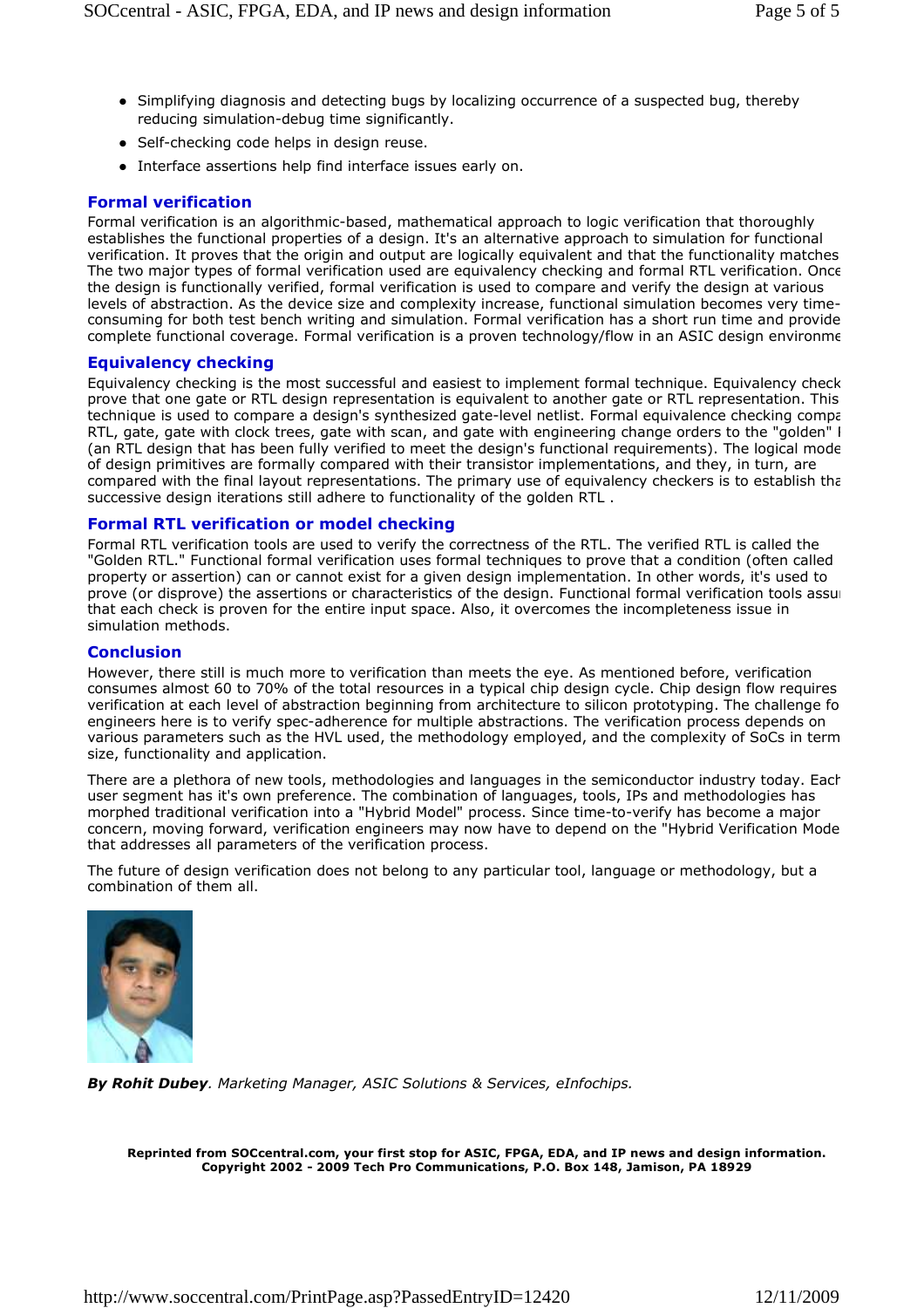- Simplifying diagnosis and detecting bugs by localizing occurrence of a suspected bug, thereby reducing simulation-debug time significantly.
- Self-checking code helps in design reuse.
- Interface assertions help find interface issues early on.

## Formal verification

Formal verification is an algorithmic-based, mathematical approach to logic verification that thoroughly establishes the functional properties of a design. It's an alternative approach to simulation for functional verification. It proves that the origin and output are logically equivalent and that the functionality matches The two major types of formal verification used are equivalency checking and formal RTL verification. Once the design is functionally verified, formal verification is used to compare and verify the design at various levels of abstraction. As the device size and complexity increase, functional simulation becomes very time-consuming for both test bench writing and simulation. Formal verification has a short run time and provide complete functional coverage. Formal verification is a proven technology/flow in an ASIC design environme

## Equivalency checking

Equivalency checking is the most successful and easiest to implement formal technique. Equivalency check prove that one gate or RTL design representation is equivalent to another gate or RTL representation. This technique is used to compare a design's synthesized gate-level netlist. Formal equivalence checking compa RTL, gate, gate with clock trees, gate with scan, and gate with engineering change orders to the "golden" I (an RTL design that has been fully verified to meet the design's functional requirements). The logical mode of design primitives are formally compared with their transistor implementations, and they, in turn, are compared with the final layout representations. The primary use of equivalency checkers is to establish tha successive design iterations still adhere to functionality of the golden RTL .

## Formal RTL verification or model checking

Formal RTL verification tools are used to verify the correctness of the RTL. The verified RTL is called the "Golden RTL." Functional formal verification uses formal techniques to prove that a condition (often called property or assertion) can or cannot exist for a given design implementation. In other words, it's used to prove (or disprove) the assertions or characteristics of the design. Functional formal verification tools assu that each check is proven for the entire input space. Also, it overcomes the incompleteness issue in simulation methods.

## Conclusion

However, there still is much more to verification than meets the eye. As mentioned before, verification consumes almost 60 to 70% of the total resources in a typical chip design cycle. Chip design flow requires verification at each level of abstraction beginning from architecture to silicon prototyping. The challenge fo engineers here is to verify spec-adherence for multiple abstractions. The verification process depends on various parameters such as the HVL used, the methodology employed, and the complexity of SoCs in term size, functionality and application.

There are a plethora of new tools, methodologies and languages in the semiconductor industry today. Each user segment has it's own preference. The combination of languages, tools, IPs and methodologies has morphed traditional verification into a "Hybrid Model" process. Since time-to-verify has become a major concern, moving forward, verification engineers may now have to depend on the "Hybrid Verification Mode that addresses all parameters of the verification process.

The future of design verification does not belong to any particular tool, language or methodology, but a combination of them all.

***By Rohit Dubey**. Marketing Manager, ASIC Solutions & Services, eInfochips.*

**Reprinted from SOCcentral.com, your first stop for ASIC, FPGA, EDA, and IP news and design information.
Copyright 2002 - 2009 Tech Pro Communications, P.O. Box 148, Jamison, PA 18929**